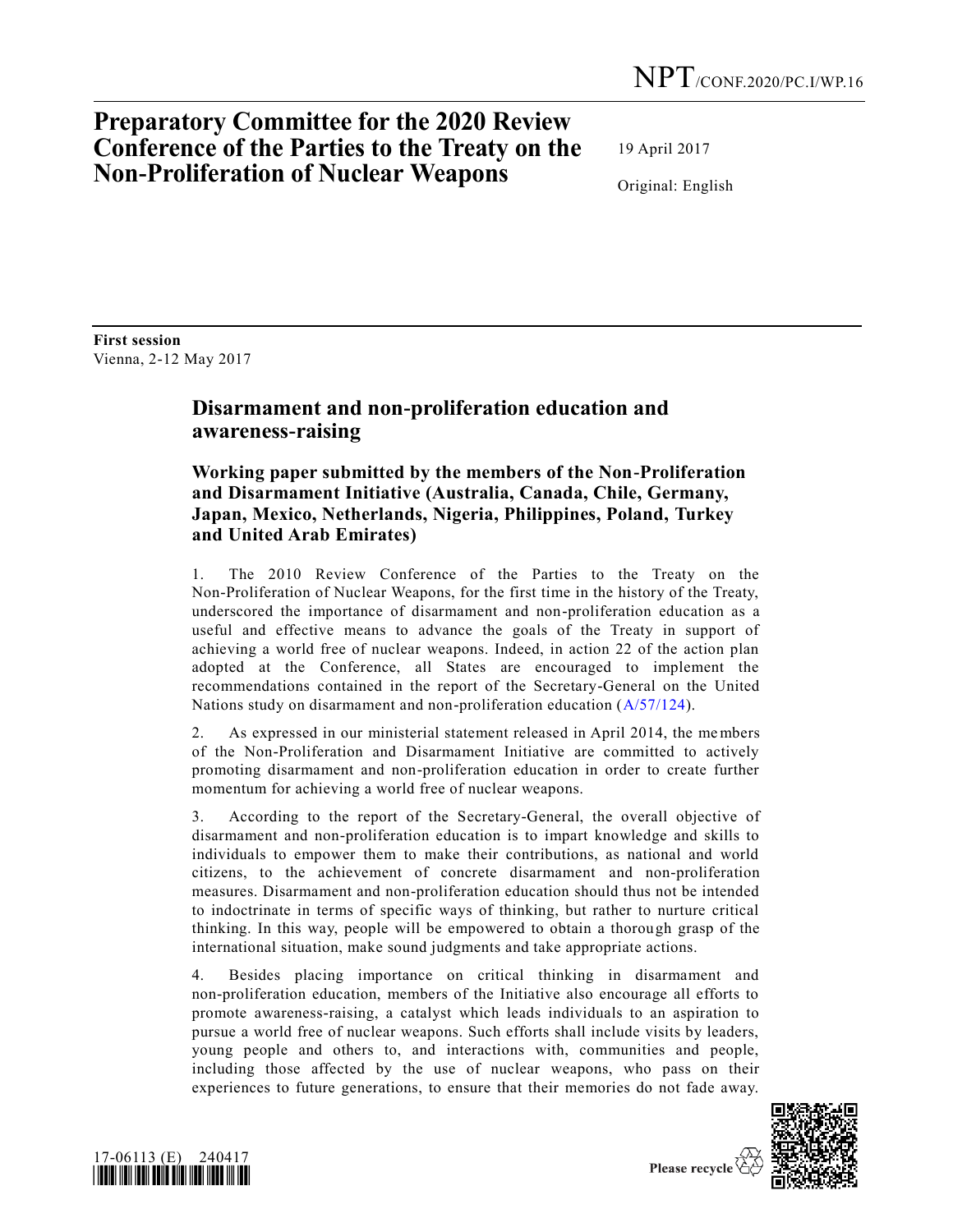NPT/CONF.2020/PC.I/WP.16

# Preparatory Committee for the 2020 Review Conference of the Parties to the Treaty on the Non-Proliferation of Nuclear Weapons

19 April 2017

Original: English

**First session**
Vienna, 2-12 May 2017

## Disarmament and non-proliferation education and awareness-raising

### Working paper submitted by the members of the Non-Proliferation and Disarmament Initiative (Australia, Canada, Chile, Germany, Japan, Mexico, Netherlands, Nigeria, Philippines, Poland, Turkey and United Arab Emirates)

1. The 2010 Review Conference of the Parties to the Treaty on the Non-Proliferation of Nuclear Weapons, for the first time in the history of the Treaty, underscored the importance of disarmament and non-proliferation education as a useful and effective means to advance the goals of the Treaty in support of achieving a world free of nuclear weapons. Indeed, in action 22 of the action plan adopted at the Conference, all States are encouraged to implement the recommendations contained in the report of the Secretary-General on the United Nations study on disarmament and non-proliferation education (A/57/124).

2. As expressed in our ministerial statement released in April 2014, the members of the Non-Proliferation and Disarmament Initiative are committed to actively promoting disarmament and non-proliferation education in order to create further momentum for achieving a world free of nuclear weapons.

3. According to the report of the Secretary-General, the overall objective of disarmament and non-proliferation education is to impart knowledge and skills to individuals to empower them to make their contributions, as national and world citizens, to the achievement of concrete disarmament and non-proliferation measures. Disarmament and non-proliferation education should thus not be intended to indoctrinate in terms of specific ways of thinking, but rather to nurture critical thinking. In this way, people will be empowered to obtain a thorough grasp of the international situation, make sound judgments and take appropriate actions.

4. Besides placing importance on critical thinking in disarmament and non-proliferation education, members of the Initiative also encourage all efforts to promote awareness-raising, a catalyst which leads individuals to an aspiration to pursue a world free of nuclear weapons. Such efforts shall include visits by leaders, young people and others to, and interactions with, communities and people, including those affected by the use of nuclear weapons, who pass on their experiences to future generations, to ensure that their memories do not fade away.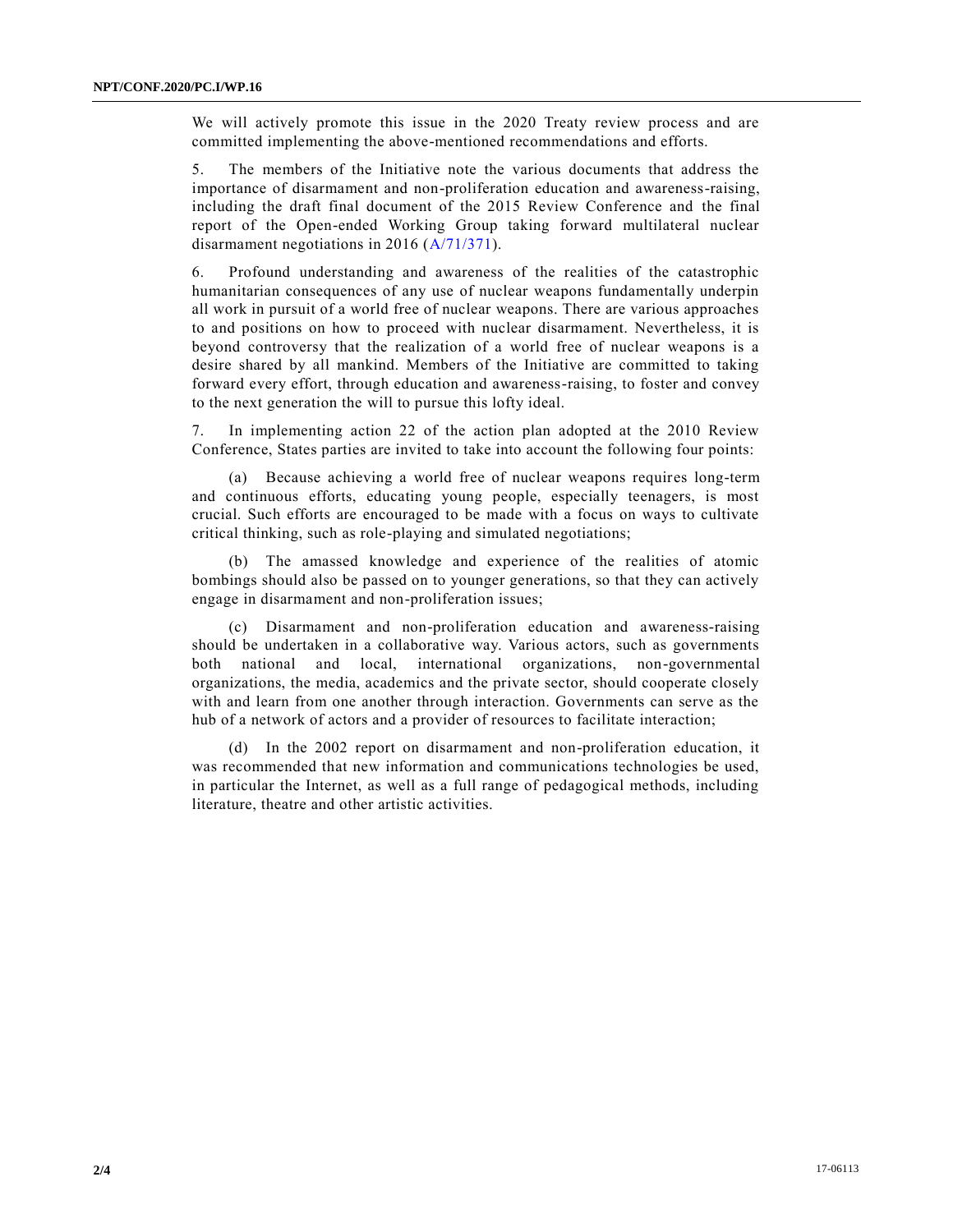We will actively promote this issue in the 2020 Treaty review process and are committed implementing the above-mentioned recommendations and efforts.

5. The members of the Initiative note the various documents that address the importance of disarmament and non-proliferation education and awareness-raising, including the draft final document of the 2015 Review Conference and the final report of the Open-ended Working Group taking forward multilateral nuclear disarmament negotiations in 2016 (A/71/371).

6. Profound understanding and awareness of the realities of the catastrophic humanitarian consequences of any use of nuclear weapons fundamentally underpin all work in pursuit of a world free of nuclear weapons. There are various approaches to and positions on how to proceed with nuclear disarmament. Nevertheless, it is beyond controversy that the realization of a world free of nuclear weapons is a desire shared by all mankind. Members of the Initiative are committed to taking forward every effort, through education and awareness-raising, to foster and convey to the next generation the will to pursue this lofty ideal.

7. In implementing action 22 of the action plan adopted at the 2010 Review Conference, States parties are invited to take into account the following four points:

(a) Because achieving a world free of nuclear weapons requires long-term and continuous efforts, educating young people, especially teenagers, is most crucial. Such efforts are encouraged to be made with a focus on ways to cultivate critical thinking, such as role-playing and simulated negotiations;

(b) The amassed knowledge and experience of the realities of atomic bombings should also be passed on to younger generations, so that they can actively engage in disarmament and non-proliferation issues;

(c) Disarmament and non-proliferation education and awareness-raising should be undertaken in a collaborative way. Various actors, such as governments both national and local, international organizations, non-governmental organizations, the media, academics and the private sector, should cooperate closely with and learn from one another through interaction. Governments can serve as the hub of a network of actors and a provider of resources to facilitate interaction;

(d) In the 2002 report on disarmament and non-proliferation education, it was recommended that new information and communications technologies be used, in particular the Internet, as well as a full range of pedagogical methods, including literature, theatre and other artistic activities.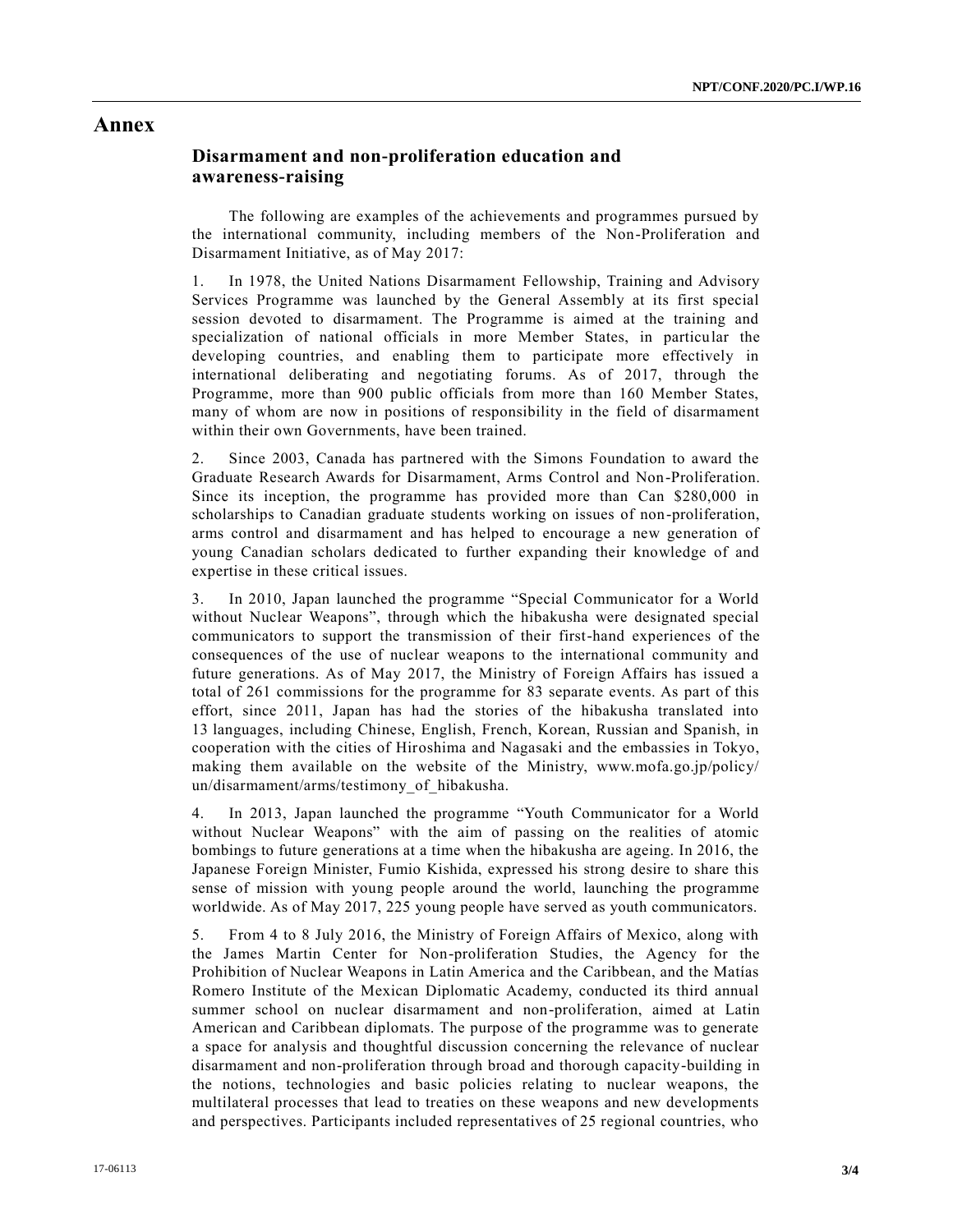# Annex

## Disarmament and non-proliferation education and awareness-raising

The following are examples of the achievements and programmes pursued by the international community, including members of the Non-Proliferation and Disarmament Initiative, as of May 2017:

1. In 1978, the United Nations Disarmament Fellowship, Training and Advisory Services Programme was launched by the General Assembly at its first special session devoted to disarmament. The Programme is aimed at the training and specialization of national officials in more Member States, in particular the developing countries, and enabling them to participate more effectively in international deliberating and negotiating forums. As of 2017, through the Programme, more than 900 public officials from more than 160 Member States, many of whom are now in positions of responsibility in the field of disarmament within their own Governments, have been trained.

2. Since 2003, Canada has partnered with the Simons Foundation to award the Graduate Research Awards for Disarmament, Arms Control and Non-Proliferation. Since its inception, the programme has provided more than Can $280,000 in scholarships to Canadian graduate students working on issues of non-proliferation, arms control and disarmament and has helped to encourage a new generation of young Canadian scholars dedicated to further expanding their knowledge of and expertise in these critical issues.

3. In 2010, Japan launched the programme "Special Communicator for a World without Nuclear Weapons", through which the hibakusha were designated special communicators to support the transmission of their first-hand experiences of the consequences of the use of nuclear weapons to the international community and future generations. As of May 2017, the Ministry of Foreign Affairs has issued a total of 261 commissions for the programme for 83 separate events. As part of this effort, since 2011, Japan has had the stories of the hibakusha translated into 13 languages, including Chinese, English, French, Korean, Russian and Spanish, in cooperation with the cities of Hiroshima and Nagasaki and the embassies in Tokyo, making them available on the website of the Ministry, www.mofa.go.jp/policy/un/disarmament/arms/testimony_of_hibakusha.

4. In 2013, Japan launched the programme "Youth Communicator for a World without Nuclear Weapons" with the aim of passing on the realities of atomic bombings to future generations at a time when the hibakusha are ageing. In 2016, the Japanese Foreign Minister, Fumio Kishida, expressed his strong desire to share this sense of mission with young people around the world, launching the programme worldwide. As of May 2017, 225 young people have served as youth communicators.

5. From 4 to 8 July 2016, the Ministry of Foreign Affairs of Mexico, along with the James Martin Center for Non-proliferation Studies, the Agency for the Prohibition of Nuclear Weapons in Latin America and the Caribbean, and the Matías Romero Institute of the Mexican Diplomatic Academy, conducted its third annual summer school on nuclear disarmament and non-proliferation, aimed at Latin American and Caribbean diplomats. The purpose of the programme was to generate a space for analysis and thoughtful discussion concerning the relevance of nuclear disarmament and non-proliferation through broad and thorough capacity-building in the notions, technologies and basic policies relating to nuclear weapons, the multilateral processes that lead to treaties on these weapons and new developments and perspectives. Participants included representatives of 25 regional countries, who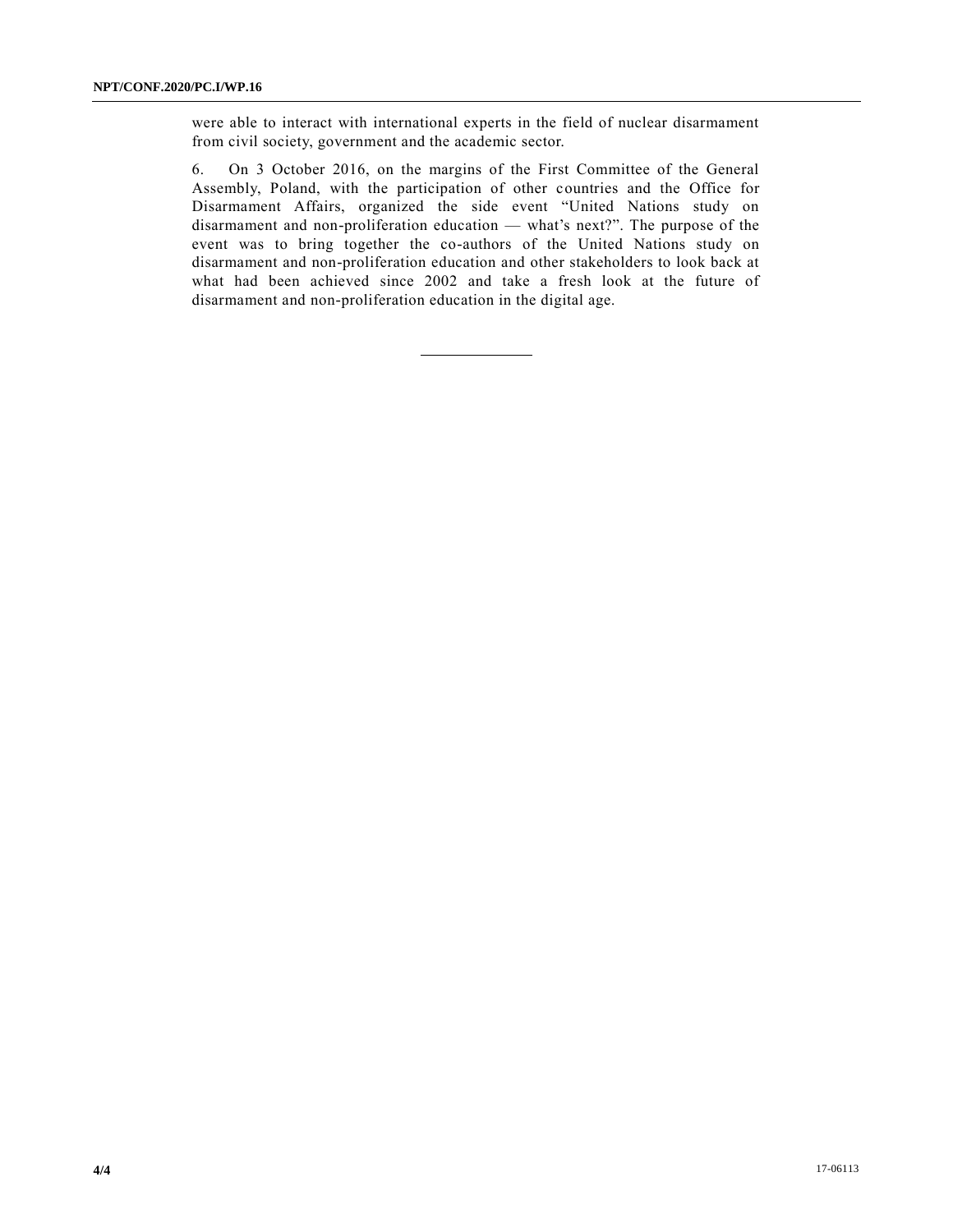were able to interact with international experts in the field of nuclear disarmament from civil society, government and the academic sector.

6. On 3 October 2016, on the margins of the First Committee of the General Assembly, Poland, with the participation of other countries and the Office for Disarmament Affairs, organized the side event "United Nations study on disarmament and non-proliferation education — what's next?". The purpose of the event was to bring together the co-authors of the United Nations study on disarmament and non-proliferation education and other stakeholders to look back at what had been achieved since 2002 and take a fresh look at the future of disarmament and non-proliferation education in the digital age.